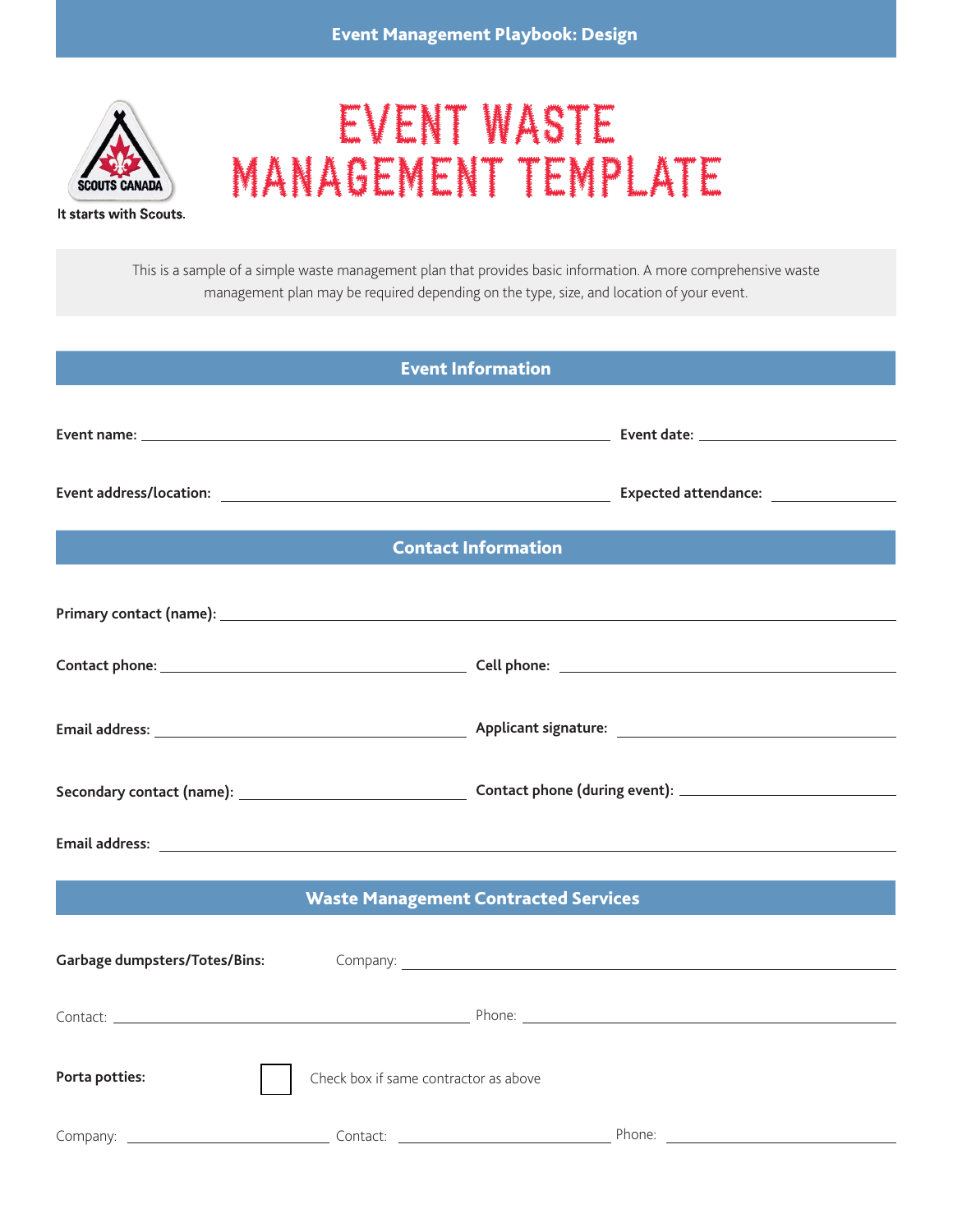Event Management Playbook: Design

SCOUTS CANADA

It starts with Scouts.

# EVENT WASTE MANAGEMENT TEMPLATE

This is a sample of a simple waste management plan that provides basic information. A more comprehensive waste management plan may be required depending on the type, size, and location of your event.

## Event Information

**Event name:** ______________________ **Event date:** ______________________

**Event address/location:** ______________________ **Expected attendance:** ______________________

## Contact Information

**Primary contact (name):** ______________________

**Contact phone:** ______________________ **Cell phone:** ______________________

**Email address:** ______________________ **Applicant signature:** ______________________

**Secondary contact (name):** ______________________ **Contact phone (during event):** ______________________

**Email address:** ______________________

## Waste Management Contracted Services

**Garbage dumpsters/Totes/Bins:** Company: ______________________

Contact: ______________________ Phone: ______________________

**Porta potties:** ☐ Check box if same contractor as above

Company: ______________________ Contact: ______________________ Phone: ______________________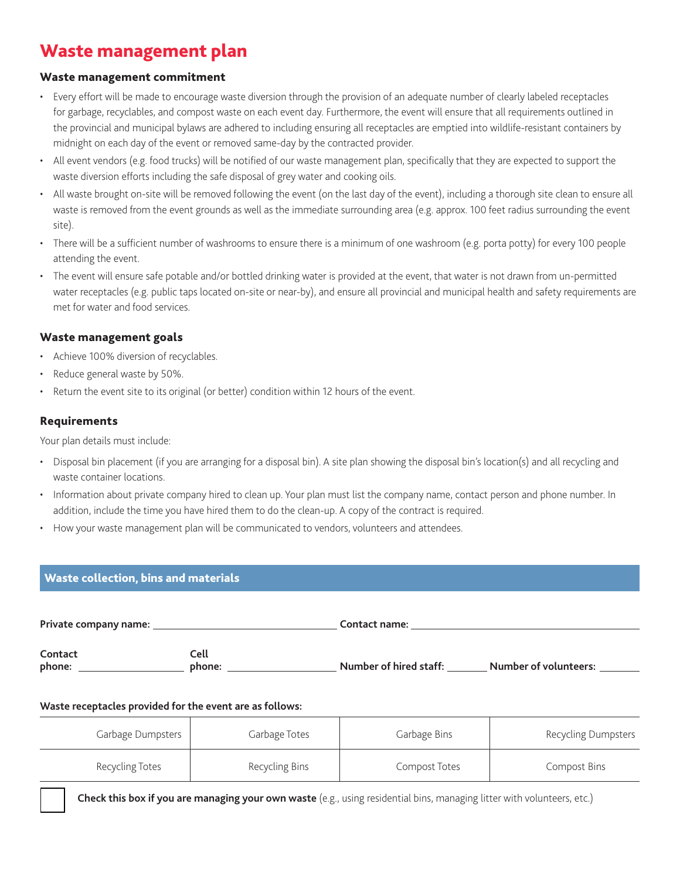# Waste management plan

### Waste management commitment

- Every effort will be made to encourage waste diversion through the provision of an adequate number of clearly labeled receptacles for garbage, recyclables, and compost waste on each event day. Furthermore, the event will ensure that all requirements outlined in the provincial and municipal bylaws are adhered to including ensuring all receptacles are emptied into wildlife-resistant containers by midnight on each day of the event or removed same-day by the contracted provider.
- All event vendors (e.g. food trucks) will be notified of our waste management plan, specifically that they are expected to support the waste diversion efforts including the safe disposal of grey water and cooking oils.
- All waste brought on-site will be removed following the event (on the last day of the event), including a thorough site clean to ensure all waste is removed from the event grounds as well as the immediate surrounding area (e.g. approx. 100 feet radius surrounding the event site).
- There will be a sufficient number of washrooms to ensure there is a minimum of one washroom (e.g. porta potty) for every 100 people attending the event.
- The event will ensure safe potable and/or bottled drinking water is provided at the event, that water is not drawn from un-permitted water receptacles (e.g. public taps located on-site or near-by), and ensure all provincial and municipal health and safety requirements are met for water and food services.

### Waste management goals

- Achieve 100% diversion of recyclables.
- Reduce general waste by 50%.
- Return the event site to its original (or better) condition within 12 hours of the event.

### Requirements

Your plan details must include:

- Disposal bin placement (if you are arranging for a disposal bin). A site plan showing the disposal bin's location(s) and all recycling and waste container locations.
- Information about private company hired to clean up. Your plan must list the company name, contact person and phone number. In addition, include the time you have hired them to do the clean-up. A copy of the contract is required.
- How your waste management plan will be communicated to vendors, volunteers and attendees.

## Waste collection, bins and materials

**Private company name:** ______________________ **Contact name:** ______________________

**Contact phone:** ______________ **Cell phone:** ______________ **Number of hired staff:** ________ **Number of volunteers:** ________

**Waste receptacles provided for the event are as follows:**

| Garbage Dumpsters | Garbage Totes | Garbage Bins | Recycling Dumpsters |
|---|---|---|---|
| Recycling Totes | Recycling Bins | Compost Totes | Compost Bins |

☐ **Check this box if you are managing your own waste** (e.g., using residential bins, managing litter with volunteers, etc.)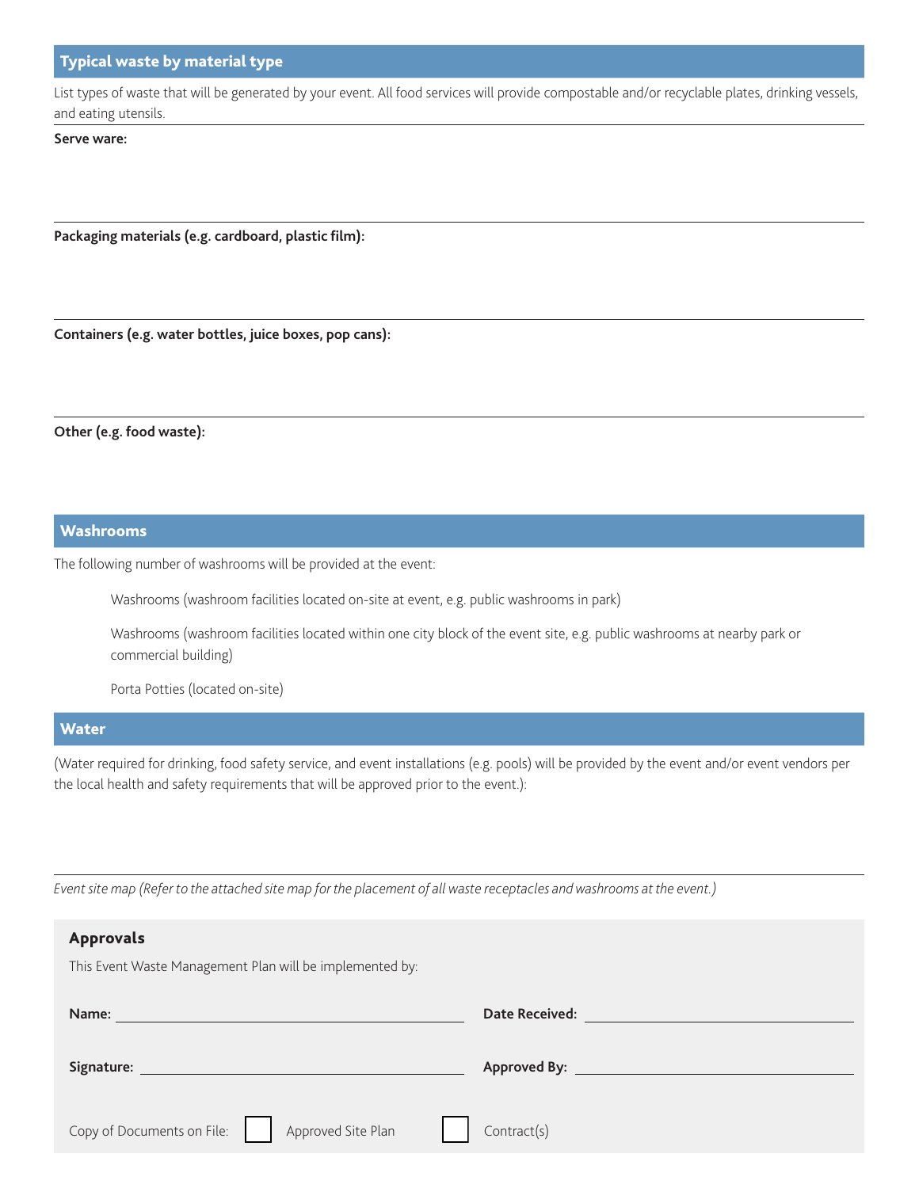## Typical waste by material type

List types of waste that will be generated by your event. All food services will provide compostable and/or recyclable plates, drinking vessels, and eating utensils.

**Serve ware:**

**Packaging materials (e.g. cardboard, plastic film):**

**Containers (e.g. water bottles, juice boxes, pop cans):**

**Other (e.g. food waste):**

## Washrooms

The following number of washrooms will be provided at the event:

Washrooms (washroom facilities located on-site at event, e.g. public washrooms in park)

Washrooms (washroom facilities located within one city block of the event site, e.g. public washrooms at nearby park or commercial building)

Porta Potties (located on-site)

## Water

(Water required for drinking, food safety service, and event installations (e.g. pools) will be provided by the event and/or event vendors per the local health and safety requirements that will be approved prior to the event.):

*Event site map (Refer to the attached site map for the placement of all waste receptacles and washrooms at the event.)*

### Approvals

This Event Waste Management Plan will be implemented by:

**Name:** \_\_\_\_\_\_\_\_\_\_\_\_\_\_\_\_\_\_\_\_ **Date Received:** \_\_\_\_\_\_\_\_\_\_\_\_\_\_\_\_\_\_\_\_

**Signature:** \_\_\_\_\_\_\_\_\_\_\_\_\_\_\_\_\_\_\_\_ **Approved By:** \_\_\_\_\_\_\_\_\_\_\_\_\_\_\_\_\_\_\_\_

Copy of Documents on File: ☐ Approved Site Plan ☐ Contract(s)